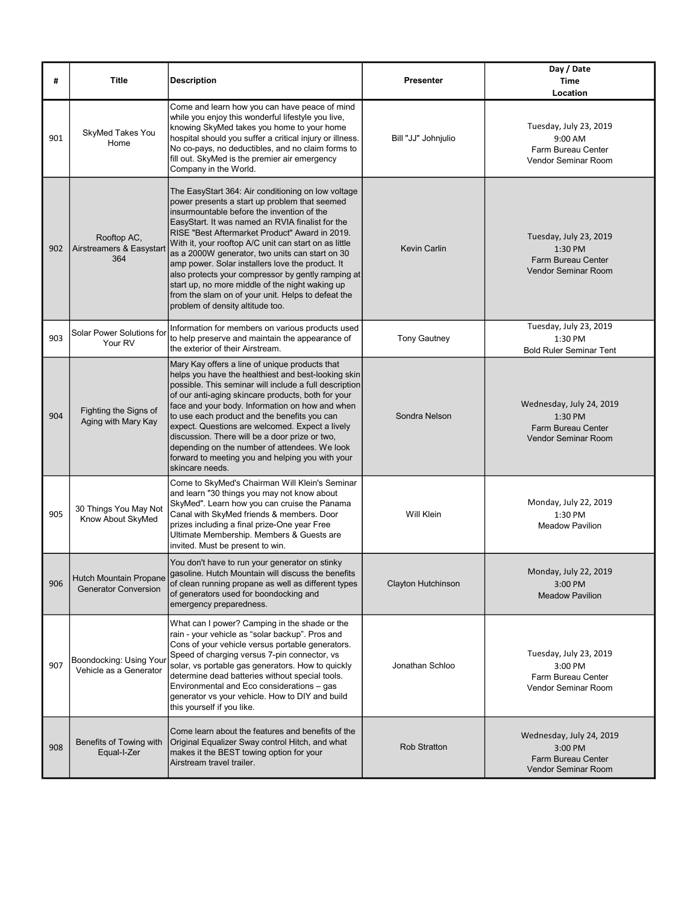| # | Title | Description | Presenter | Day / Date<br>Time<br>Location |
|---|---|---|---|---|
| 901 | SkyMed Takes You Home | Come and learn how you can have peace of mind while you enjoy this wonderful lifestyle you live, knowing SkyMed takes you home to your home hospital should you suffer a critical injury or illness. No co-pays, no deductibles, and no claim forms to fill out. SkyMed is the premier air emergency Company in the World. | Bill "JJ" Johnjulio | Tuesday, July 23, 2019<br>9:00 AM<br>Farm Bureau Center<br>Vendor Seminar Room |
| 902 | Rooftop AC, Airstreamers & Easystart 364 | The EasyStart 364: Air conditioning on low voltage power presents a start up problem that seemed insurmountable before the invention of the EasyStart. It was named an RVIA finalist for the RISE "Best Aftermarket Product" Award in 2019. With it, your rooftop A/C unit can start on as little as a 2000W generator, two units can start on 30 amp power. Solar installers love the product. It also protects your compressor by gently ramping at start up, no more middle of the night waking up from the slam on of your unit. Helps to defeat the problem of density altitude too. | Kevin Carlin | Tuesday, July 23, 2019<br>1:30 PM<br>Farm Bureau Center<br>Vendor Seminar Room |
| 903 | Solar Power Solutions for Your RV | Information for members on various products used to help preserve and maintain the appearance of the exterior of their Airstream. | Tony Gautney | Tuesday, July 23, 2019<br>1:30 PM<br>Bold Ruler Seminar Tent |
| 904 | Fighting the Signs of Aging with Mary Kay | Mary Kay offers a line of unique products that helps you have the healthiest and best-looking skin possible. This seminar will include a full description of our anti-aging skincare products, both for your face and your body. Information on how and when to use each product and the benefits you can expect. Questions are welcomed. Expect a lively discussion. There will be a door prize or two, depending on the number of attendees. We look forward to meeting you and helping you with your skincare needs. | Sondra Nelson | Wednesday, July 24, 2019<br>1:30 PM<br>Farm Bureau Center<br>Vendor Seminar Room |
| 905 | 30 Things You May Not Know About SkyMed | Come to SkyMed's Chairman Will Klein's Seminar and learn "30 things you may not know about SkyMed". Learn how you can cruise the Panama Canal with SkyMed friends & members. Door prizes including a final prize-One year Free Ultimate Membership. Members & Guests are invited. Must be present to win. | Will Klein | Monday, July 22, 2019<br>1:30 PM<br>Meadow Pavilion |
| 906 | Hutch Mountain Propane Generator Conversion | You don't have to run your generator on stinky gasoline. Hutch Mountain will discuss the benefits of clean running propane as well as different types of generators used for boondocking and emergency preparedness. | Clayton Hutchinson | Monday, July 22, 2019<br>3:00 PM<br>Meadow Pavilion |
| 907 | Boondocking: Using Your Vehicle as a Generator | What can I power? Camping in the shade or the rain - your vehicle as "solar backup". Pros and Cons of your vehicle versus portable generators. Speed of charging versus 7-pin connector, vs solar, vs portable gas generators. How to quickly determine dead batteries without special tools. Environmental and Eco considerations – gas generator vs your vehicle. How to DIY and build this yourself if you like. | Jonathan Schloo | Tuesday, July 23, 2019<br>3:00 PM<br>Farm Bureau Center<br>Vendor Seminar Room |
| 908 | Benefits of Towing with Equal-I-Zer | Come learn about the features and benefits of the Original Equalizer Sway control Hitch, and what makes it the BEST towing option for your Airstream travel trailer. | Rob Stratton | Wednesday, July 24, 2019<br>3:00 PM<br>Farm Bureau Center<br>Vendor Seminar Room |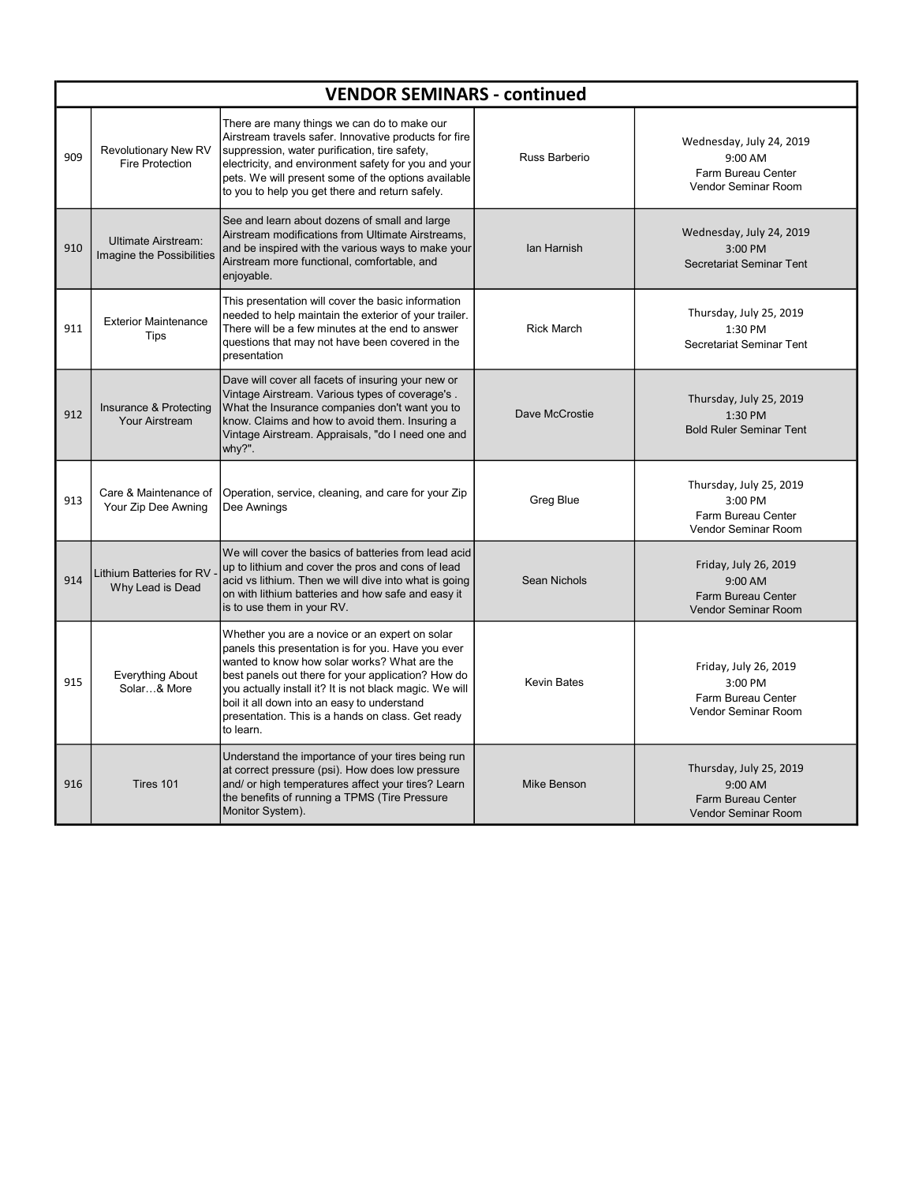| VENDOR SEMINARS - continued | | | | |
|---|---|---|---|---|
| 909 | Revolutionary New RV Fire Protection | There are many things we can do to make our Airstream travels safer. Innovative products for fire suppression, water purification, tire safety, electricity, and environment safety for you and your pets. We will present some of the options available to you to help you get there and return safely. | Russ Barberio | Wednesday, July 24, 2019<br>9:00 AM<br>Farm Bureau Center<br>Vendor Seminar Room |
| 910 | Ultimate Airstream: Imagine the Possibilities | See and learn about dozens of small and large Airstream modifications from Ultimate Airstreams, and be inspired with the various ways to make your Airstream more functional, comfortable, and enjoyable. | Ian Harnish | Wednesday, July 24, 2019<br>3:00 PM<br>Secretariat Seminar Tent |
| 911 | Exterior Maintenance Tips | This presentation will cover the basic information needed to help maintain the exterior of your trailer. There will be a few minutes at the end to answer questions that may not have been covered in the presentation | Rick March | Thursday, July 25, 2019<br>1:30 PM<br>Secretariat Seminar Tent |
| 912 | Insurance & Protecting Your Airstream | Dave will cover all facets of insuring your new or Vintage Airstream. Various types of coverage's . What the Insurance companies don't want you to know. Claims and how to avoid them. Insuring a Vintage Airstream. Appraisals, "do I need one and why?". | Dave McCrostie | Thursday, July 25, 2019<br>1:30 PM<br>Bold Ruler Seminar Tent |
| 913 | Care & Maintenance of Your Zip Dee Awning | Operation, service, cleaning, and care for your Zip Dee Awnings | Greg Blue | Thursday, July 25, 2019<br>3:00 PM<br>Farm Bureau Center<br>Vendor Seminar Room |
| 914 | Lithium Batteries for RV - Why Lead is Dead | We will cover the basics of batteries from lead acid up to lithium and cover the pros and cons of lead acid vs lithium. Then we will dive into what is going on with lithium batteries and how safe and easy it is to use them in your RV. | Sean Nichols | Friday, July 26, 2019<br>9:00 AM<br>Farm Bureau Center<br>Vendor Seminar Room |
| 915 | Everything About Solar…& More | Whether you are a novice or an expert on solar panels this presentation is for you. Have you ever wanted to know how solar works? What are the best panels out there for your application? How do you actually install it? It is not black magic. We will boil it all down into an easy to understand presentation. This is a hands on class. Get ready to learn. | Kevin Bates | Friday, July 26, 2019<br>3:00 PM<br>Farm Bureau Center<br>Vendor Seminar Room |
| 916 | Tires 101 | Understand the importance of your tires being run at correct pressure (psi). How does low pressure and/ or high temperatures affect your tires? Learn the benefits of running a TPMS (Tire Pressure Monitor System). | Mike Benson | Thursday, July 25, 2019<br>9:00 AM<br>Farm Bureau Center<br>Vendor Seminar Room |